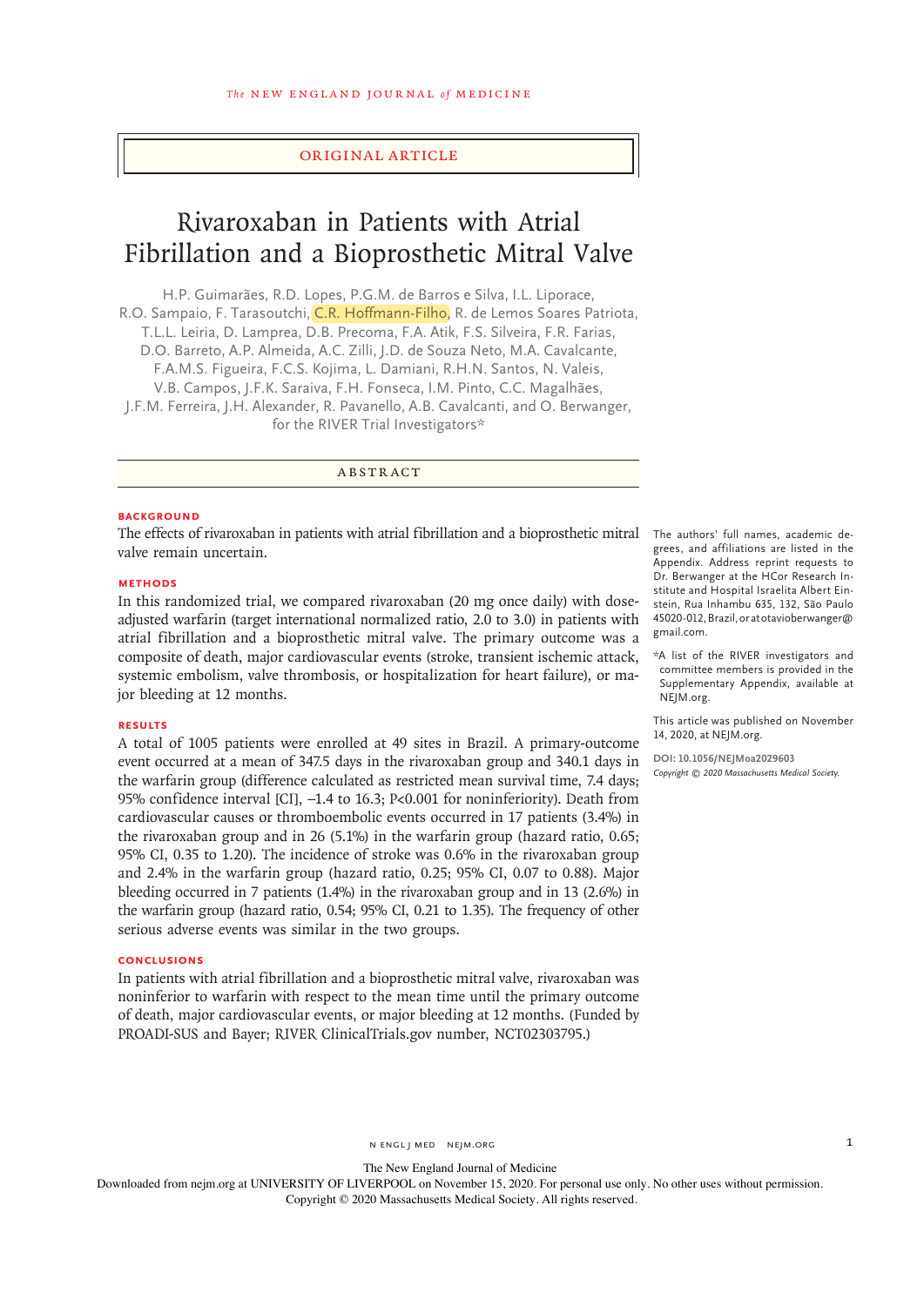ORIGINAL ARTICLE

# Rivaroxaban in Patients with Atrial Fibrillation and a Bioprosthetic Mitral Valve

H.P. Guimarães, R.D. Lopes, P.G.M. de Barros e Silva, I.L. Liporace, R.O. Sampaio, F. Tarasoutchi, C.R. Hoffmann-Filho, R. de Lemos Soares Patriota, T.L.L. Leiria, D. Lamprea, D.B. Precoma, F.A. Atik, F.S. Silveira, F.R. Farias, D.O. Barreto, A.P. Almeida, A.C. Zilli, J.D. de Souza Neto, M.A. Cavalcante, F.A.M.S. Figueira, F.C.S. Kojima, L. Damiani, R.H.N. Santos, N. Valeis, V.B. Campos, J.F.K. Saraiva, F.H. Fonseca, I.M. Pinto, C.C. Magalhães, J.F.M. Ferreira, J.H. Alexander, R. Pavanello, A.B. Cavalcanti, and O. Berwanger, for the RIVER Trial Investigators*

## ABSTRACT

### BACKGROUND

The effects of rivaroxaban in patients with atrial fibrillation and a bioprosthetic mitral valve remain uncertain.

### METHODS

In this randomized trial, we compared rivaroxaban (20 mg once daily) with dose-adjusted warfarin (target international normalized ratio, 2.0 to 3.0) in patients with atrial fibrillation and a bioprosthetic mitral valve. The primary outcome was a composite of death, major cardiovascular events (stroke, transient ischemic attack, systemic embolism, valve thrombosis, or hospitalization for heart failure), or major bleeding at 12 months.

### RESULTS

A total of 1005 patients were enrolled at 49 sites in Brazil. A primary-outcome event occurred at a mean of 347.5 days in the rivaroxaban group and 340.1 days in the warfarin group (difference calculated as restricted mean survival time, 7.4 days; 95% confidence interval [CI], −1.4 to 16.3; P<0.001 for noninferiority). Death from cardiovascular causes or thromboembolic events occurred in 17 patients (3.4%) in the rivaroxaban group and in 26 (5.1%) in the warfarin group (hazard ratio, 0.65; 95% CI, 0.35 to 1.20). The incidence of stroke was 0.6% in the rivaroxaban group and 2.4% in the warfarin group (hazard ratio, 0.25; 95% CI, 0.07 to 0.88). Major bleeding occurred in 7 patients (1.4%) in the rivaroxaban group and in 13 (2.6%) in the warfarin group (hazard ratio, 0.54; 95% CI, 0.21 to 1.35). The frequency of other serious adverse events was similar in the two groups.

### CONCLUSIONS

In patients with atrial fibrillation and a bioprosthetic mitral valve, rivaroxaban was noninferior to warfarin with respect to the mean time until the primary outcome of death, major cardiovascular events, or major bleeding at 12 months. (Funded by PROADI-SUS and Bayer; RIVER ClinicalTrials.gov number, NCT02303795.)

The authors' full names, academic degrees, and affiliations are listed in the Appendix. Address reprint requests to Dr. Berwanger at the HCor Research Institute and Hospital Israelita Albert Einstein, Rua Inhambu 635, 132, São Paulo 45020-012, Brazil, or at otavioberwanger@gmail.com.

*A list of the RIVER investigators and committee members is provided in the Supplementary Appendix, available at NEJM.org.

This article was published on November 14, 2020, at NEJM.org.

DOI: 10.1056/NEJMoa2029603

*Copyright © 2020 Massachusetts Medical Society.*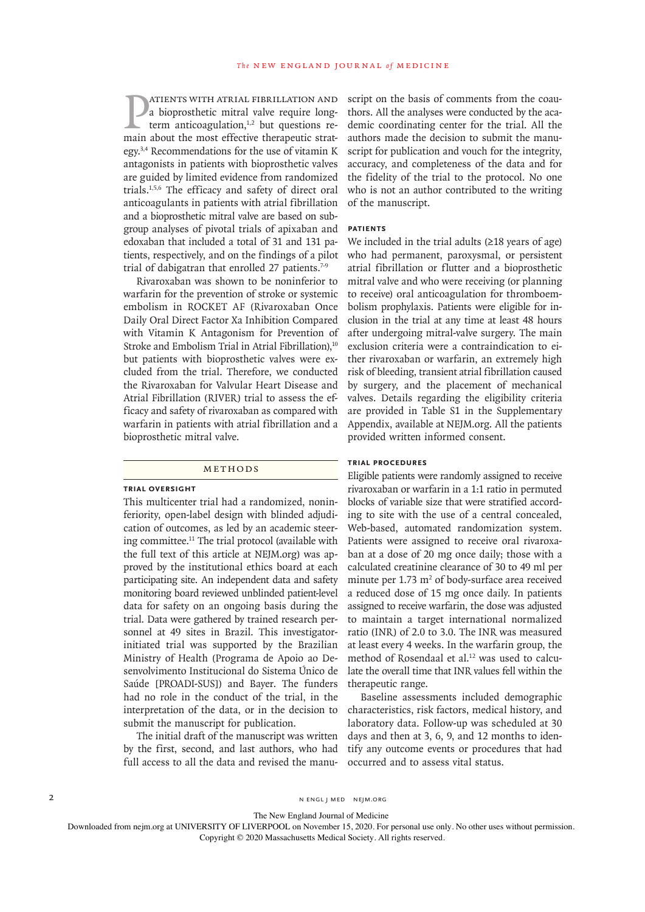Patients with atrial fibrillation and a bioprosthetic mitral valve require long-term anticoagulation,[1,2] but questions remain about the most effective therapeutic strategy.[3,4] Recommendations for the use of vitamin K antagonists in patients with bioprosthetic valves are guided by limited evidence from randomized trials.[1,5,6] The efficacy and safety of direct oral anticoagulants in patients with atrial fibrillation and a bioprosthetic mitral valve are based on subgroup analyses of pivotal trials of apixaban and edoxaban that included a total of 31 and 131 patients, respectively, and on the findings of a pilot trial of dabigatran that enrolled 27 patients.[7-9]

Rivaroxaban was shown to be noninferior to warfarin for the prevention of stroke or systemic embolism in ROCKET AF (Rivaroxaban Once Daily Oral Direct Factor Xa Inhibition Compared with Vitamin K Antagonism for Prevention of Stroke and Embolism Trial in Atrial Fibrillation),[10] but patients with bioprosthetic valves were excluded from the trial. Therefore, we conducted the Rivaroxaban for Valvular Heart Disease and Atrial Fibrillation (RIVER) trial to assess the efficacy and safety of rivaroxaban as compared with warfarin in patients with atrial fibrillation and a bioprosthetic mitral valve.

## Methods

### Trial Oversight

This multicenter trial had a randomized, noninferiority, open-label design with blinded adjudication of outcomes, as led by an academic steering committee.[11] The trial protocol (available with the full text of this article at NEJM.org) was approved by the institutional ethics board at each participating site. An independent data and safety monitoring board reviewed unblinded patient-level data for safety on an ongoing basis during the trial. Data were gathered by trained research personnel at 49 sites in Brazil. This investigator-initiated trial was supported by the Brazilian Ministry of Health (Programa de Apoio ao Desenvolvimento Institucional do Sistema Único de Saúde [PROADI-SUS]) and Bayer. The funders had no role in the conduct of the trial, in the interpretation of the data, or in the decision to submit the manuscript for publication.

The initial draft of the manuscript was written by the first, second, and last authors, who had full access to all the data and revised the manuscript on the basis of comments from the coauthors. All the analyses were conducted by the academic coordinating center for the trial. All the authors made the decision to submit the manuscript for publication and vouch for the integrity, accuracy, and completeness of the data and for the fidelity of the trial to the protocol. No one who is not an author contributed to the writing of the manuscript.

### Patients

We included in the trial adults (≥18 years of age) who had permanent, paroxysmal, or persistent atrial fibrillation or flutter and a bioprosthetic mitral valve and who were receiving (or planning to receive) oral anticoagulation for thromboembolism prophylaxis. Patients were eligible for inclusion in the trial at any time at least 48 hours after undergoing mitral-valve surgery. The main exclusion criteria were a contraindication to either rivaroxaban or warfarin, an extremely high risk of bleeding, transient atrial fibrillation caused by surgery, and the placement of mechanical valves. Details regarding the eligibility criteria are provided in Table S1 in the Supplementary Appendix, available at NEJM.org. All the patients provided written informed consent.

### Trial Procedures

Eligible patients were randomly assigned to receive rivaroxaban or warfarin in a 1:1 ratio in permuted blocks of variable size that were stratified according to site with the use of a central concealed, Web-based, automated randomization system. Patients were assigned to receive oral rivaroxaban at a dose of 20 mg once daily; those with a calculated creatinine clearance of 30 to 49 ml per minute per 1.73 $m^2$ of body-surface area received a reduced dose of 15 mg once daily. In patients assigned to receive warfarin, the dose was adjusted to maintain a target international normalized ratio (INR) of 2.0 to 3.0. The INR was measured at least every 4 weeks. In the warfarin group, the method of Rosendaal et al.[12] was used to calculate the overall time that INR values fell within the therapeutic range.

Baseline assessments included demographic characteristics, risk factors, medical history, and laboratory data. Follow-up was scheduled at 30 days and then at 3, 6, 9, and 12 months to identify any outcome events or procedures that had occurred and to assess vital status.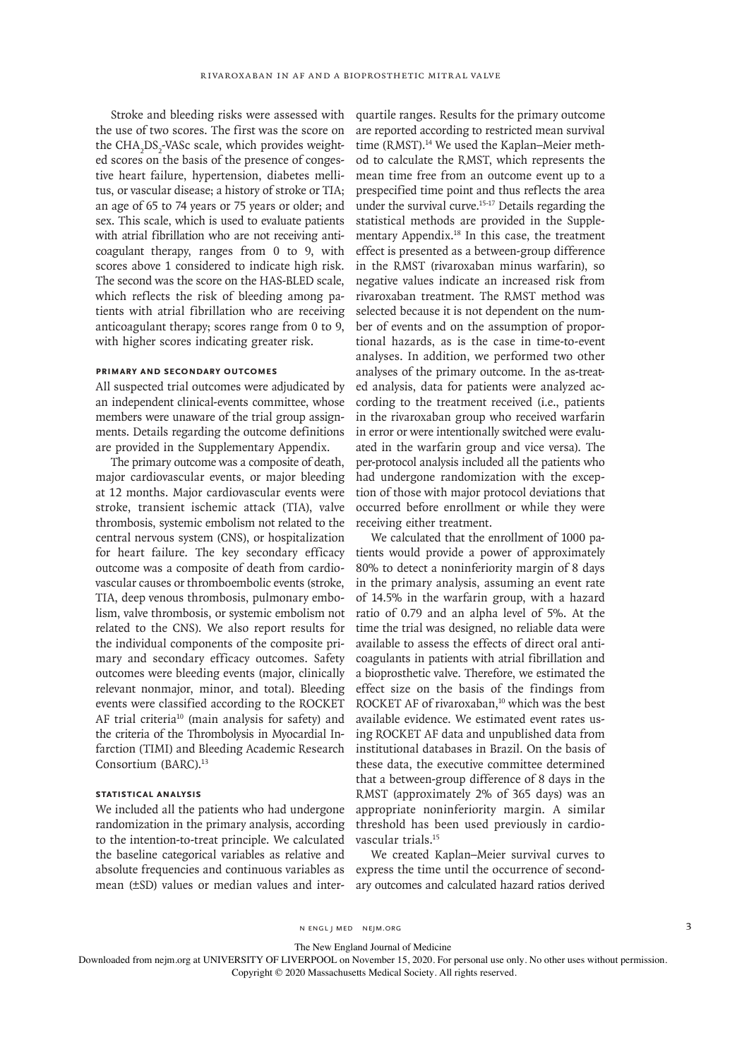Stroke and bleeding risks were assessed with the use of two scores. The first was the score on the $CHA_2DS_2$-VASc scale, which provides weighted scores on the basis of the presence of congestive heart failure, hypertension, diabetes mellitus, or vascular disease; a history of stroke or TIA; an age of 65 to 74 years or 75 years or older; and sex. This scale, which is used to evaluate patients with atrial fibrillation who are not receiving anticoagulant therapy, ranges from 0 to 9, with scores above 1 considered to indicate high risk. The second was the score on the HAS-BLED scale, which reflects the risk of bleeding among patients with atrial fibrillation who are receiving anticoagulant therapy; scores range from 0 to 9, with higher scores indicating greater risk.

### Primary and Secondary Outcomes

All suspected trial outcomes were adjudicated by an independent clinical-events committee, whose members were unaware of the trial group assignments. Details regarding the outcome definitions are provided in the Supplementary Appendix.

The primary outcome was a composite of death, major cardiovascular events, or major bleeding at 12 months. Major cardiovascular events were stroke, transient ischemic attack (TIA), valve thrombosis, systemic embolism not related to the central nervous system (CNS), or hospitalization for heart failure. The key secondary efficacy outcome was a composite of death from cardiovascular causes or thromboembolic events (stroke, TIA, deep venous thrombosis, pulmonary embolism, valve thrombosis, or systemic embolism not related to the CNS). We also report results for the individual components of the composite primary and secondary efficacy outcomes. Safety outcomes were bleeding events (major, clinically relevant nonmajor, minor, and total). Bleeding events were classified according to the ROCKET AF trial criteria[10] (main analysis for safety) and the criteria of the Thrombolysis in Myocardial Infarction (TIMI) and Bleeding Academic Research Consortium (BARC).[13]

### Statistical Analysis

We included all the patients who had undergone randomization in the primary analysis, according to the intention-to-treat principle. We calculated the baseline categorical variables as relative and absolute frequencies and continuous variables as mean (±SD) values or median values and interquartile ranges. Results for the primary outcome are reported according to restricted mean survival time (RMST).[14] We used the Kaplan–Meier method to calculate the RMST, which represents the mean time free from an outcome event up to a prespecified time point and thus reflects the area under the survival curve.[15-17] Details regarding the statistical methods are provided in the Supplementary Appendix.[18] In this case, the treatment effect is presented as a between-group difference in the RMST (rivaroxaban minus warfarin), so negative values indicate an increased risk from rivaroxaban treatment. The RMST method was selected because it is not dependent on the number of events and on the assumption of proportional hazards, as is the case in time-to-event analyses. In addition, we performed two other analyses of the primary outcome. In the as-treated analysis, data for patients were analyzed according to the treatment received (i.e., patients in the rivaroxaban group who received warfarin in error or were intentionally switched were evaluated in the warfarin group and vice versa). The per-protocol analysis included all the patients who had undergone randomization with the exception of those with major protocol deviations that occurred before enrollment or while they were receiving either treatment.

We calculated that the enrollment of 1000 patients would provide a power of approximately 80% to detect a noninferiority margin of 8 days in the primary analysis, assuming an event rate of 14.5% in the warfarin group, with a hazard ratio of 0.79 and an alpha level of 5%. At the time the trial was designed, no reliable data were available to assess the effects of direct oral anticoagulants in patients with atrial fibrillation and a bioprosthetic valve. Therefore, we estimated the effect size on the basis of the findings from ROCKET AF of rivaroxaban,[10] which was the best available evidence. We estimated event rates using ROCKET AF data and unpublished data from institutional databases in Brazil. On the basis of these data, the executive committee determined that a between-group difference of 8 days in the RMST (approximately 2% of 365 days) was an appropriate noninferiority margin. A similar threshold has been used previously in cardiovascular trials.[15]

We created Kaplan–Meier survival curves to express the time until the occurrence of secondary outcomes and calculated hazard ratios derived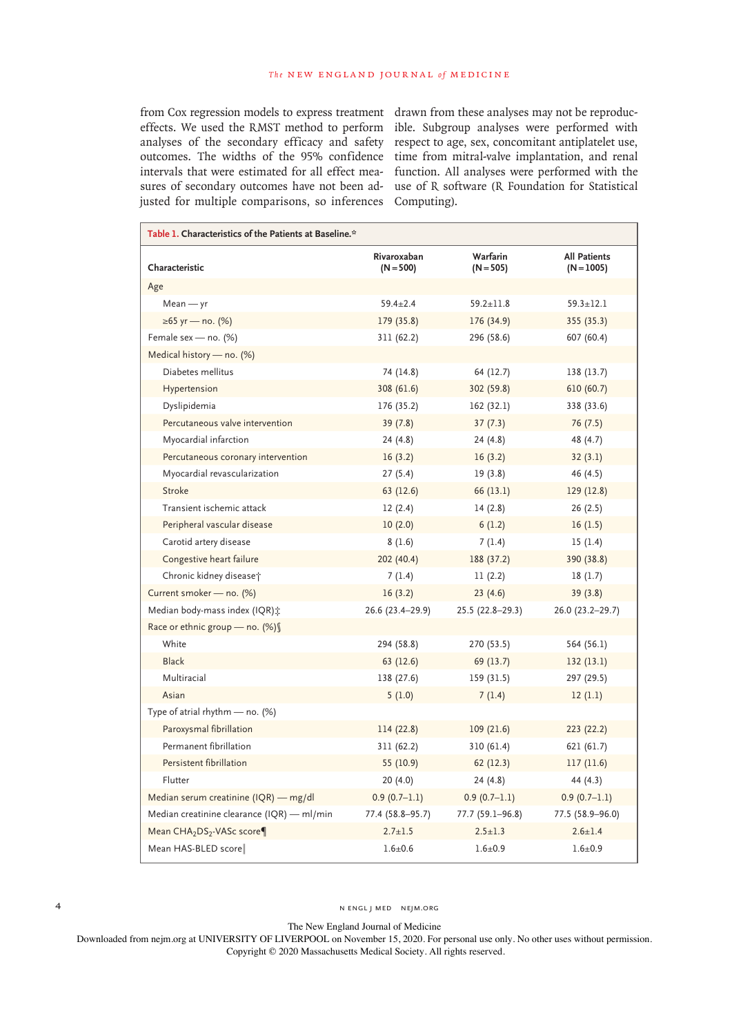from Cox regression models to express treatment effects. We used the RMST method to perform analyses of the secondary efficacy and safety outcomes. The widths of the 95% confidence intervals that were estimated for all effect measures of secondary outcomes have not been adjusted for multiple comparisons, so inferences drawn from these analyses may not be reproducible. Subgroup analyses were performed with respect to age, sex, concomitant antiplatelet use, time from mitral-valve implantation, and renal function. All analyses were performed with the use of R software (R Foundation for Statistical Computing).

**Table 1. Characteristics of the Patients at Baseline.***

| Characteristic | Rivaroxaban (N=500) | Warfarin (N=505) | All Patients (N=1005) |
|---|---|---|---|
| Age | | | |
| Mean — yr | 59.4±2.4 | 59.2±11.8 | 59.3±12.1 |
| ≥65 yr — no. (%) | 179 (35.8) | 176 (34.9) | 355 (35.3) |
| Female sex — no. (%) | 311 (62.2) | 296 (58.6) | 607 (60.4) |
| Medical history — no. (%) | | | |
| Diabetes mellitus | 74 (14.8) | 64 (12.7) | 138 (13.7) |
| Hypertension | 308 (61.6) | 302 (59.8) | 610 (60.7) |
| Dyslipidemia | 176 (35.2) | 162 (32.1) | 338 (33.6) |
| Percutaneous valve intervention | 39 (7.8) | 37 (7.3) | 76 (7.5) |
| Myocardial infarction | 24 (4.8) | 24 (4.8) | 48 (4.7) |
| Percutaneous coronary intervention | 16 (3.2) | 16 (3.2) | 32 (3.1) |
| Myocardial revascularization | 27 (5.4) | 19 (3.8) | 46 (4.5) |
| Stroke | 63 (12.6) | 66 (13.1) | 129 (12.8) |
| Transient ischemic attack | 12 (2.4) | 14 (2.8) | 26 (2.5) |
| Peripheral vascular disease | 10 (2.0) | 6 (1.2) | 16 (1.5) |
| Carotid artery disease | 8 (1.6) | 7 (1.4) | 15 (1.4) |
| Congestive heart failure | 202 (40.4) | 188 (37.2) | 390 (38.8) |
| Chronic kidney disease† | 7 (1.4) | 11 (2.2) | 18 (1.7) |
| Current smoker — no. (%) | 16 (3.2) | 23 (4.6) | 39 (3.8) |
| Median body-mass index (IQR)‡ | 26.6 (23.4–29.9) | 25.5 (22.8–29.3) | 26.0 (23.2–29.7) |
| Race or ethnic group — no. (%)§ | | | |
| White | 294 (58.8) | 270 (53.5) | 564 (56.1) |
| Black | 63 (12.6) | 69 (13.7) | 132 (13.1) |
| Multiracial | 138 (27.6) | 159 (31.5) | 297 (29.5) |
| Asian | 5 (1.0) | 7 (1.4) | 12 (1.1) |
| Type of atrial rhythm — no. (%) | | | |
| Paroxysmal fibrillation | 114 (22.8) | 109 (21.6) | 223 (22.2) |
| Permanent fibrillation | 311 (62.2) | 310 (61.4) | 621 (61.7) |
| Persistent fibrillation | 55 (10.9) | 62 (12.3) | 117 (11.6) |
| Flutter | 20 (4.0) | 24 (4.8) | 44 (4.3) |
| Median serum creatinine (IQR) — mg/dl | 0.9 (0.7–1.1) | 0.9 (0.7–1.1) | 0.9 (0.7–1.1) |
| Median creatinine clearance (IQR) — ml/min | 77.4 (58.8–95.7) | 77.7 (59.1–96.8) | 77.5 (58.9–96.0) |
| Mean $CHA_2DS_2$-VASc score¶ | 2.7±1.5 | 2.5±1.3 | 2.6±1.4 |
| Mean HAS-BLED score‖ | 1.6±0.6 | 1.6±0.9 | 1.6±0.9 |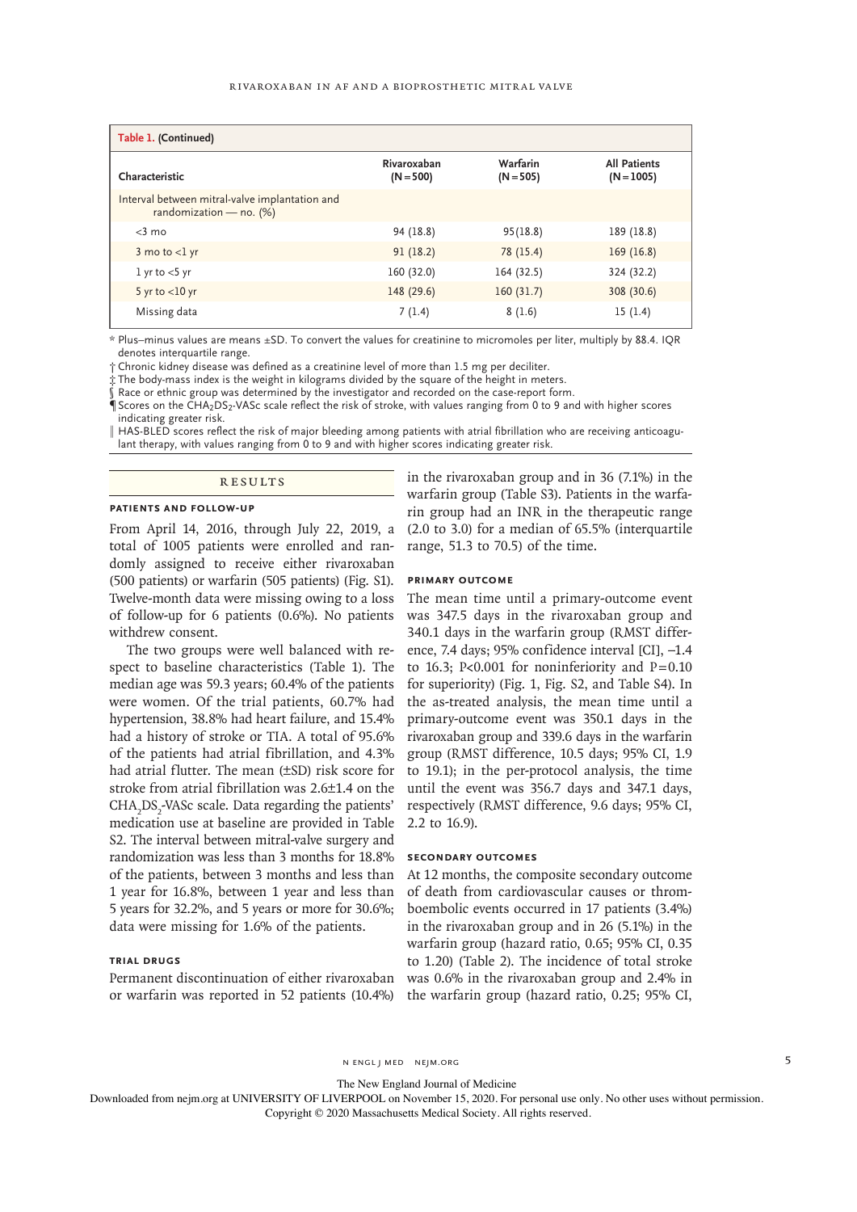**Table 1. (Continued)**

| Characteristic | Rivaroxaban (N=500) | Warfarin (N=505) | All Patients (N=1005) |
|---|---|---|---|
| Interval between mitral-valve implantation and randomization — no. (%) | | | |
| <3 mo | 94 (18.8) | 95(18.8) | 189 (18.8) |
| 3 mo to <1 yr | 91 (18.2) | 78 (15.4) | 169 (16.8) |
| 1 yr to <5 yr | 160 (32.0) | 164 (32.5) | 324 (32.2) |
| 5 yr to <10 yr | 148 (29.6) | 160 (31.7) | 308 (30.6) |
| Missing data | 7 (1.4) | 8 (1.6) | 15 (1.4) |

\* Plus–minus values are means ±SD. To convert the values for creatinine to micromoles per liter, multiply by 88.4. IQR denotes interquartile range.

† Chronic kidney disease was defined as a creatinine level of more than 1.5 mg per deciliter.

‡ The body-mass index is the weight in kilograms divided by the square of the height in meters.

§ Race or ethnic group was determined by the investigator and recorded on the case-report form.

¶ Scores on the $CHA_2DS_2$-VASc scale reflect the risk of stroke, with values ranging from 0 to 9 and with higher scores indicating greater risk.

‖ HAS-BLED scores reflect the risk of major bleeding among patients with atrial fibrillation who are receiving anticoagulant therapy, with values ranging from 0 to 9 and with higher scores indicating greater risk.

## Results

### Patients and Follow-up

From April 14, 2016, through July 22, 2019, a total of 1005 patients were enrolled and randomly assigned to receive either rivaroxaban (500 patients) or warfarin (505 patients) (Fig. S1). Twelve-month data were missing owing to a loss of follow-up for 6 patients (0.6%). No patients withdrew consent.

The two groups were well balanced with respect to baseline characteristics (Table 1). The median age was 59.3 years; 60.4% of the patients were women. Of the trial patients, 60.7% had hypertension, 38.8% had heart failure, and 15.4% had a history of stroke or TIA. A total of 95.6% of the patients had atrial fibrillation, and 4.3% had atrial flutter. The mean (±SD) risk score for stroke from atrial fibrillation was 2.6±1.4 on the $CHA_2DS_2$-VASc scale. Data regarding the patients' medication use at baseline are provided in Table S2. The interval between mitral-valve surgery and randomization was less than 3 months for 18.8% of the patients, between 3 months and less than 1 year for 16.8%, between 1 year and less than 5 years for 32.2%, and 5 years or more for 30.6%; data were missing for 1.6% of the patients.

### Trial Drugs

Permanent discontinuation of either rivaroxaban or warfarin was reported in 52 patients (10.4%) in the rivaroxaban group and in 36 (7.1%) in the warfarin group (Table S3). Patients in the warfarin group had an INR in the therapeutic range (2.0 to 3.0) for a median of 65.5% (interquartile range, 51.3 to 70.5) of the time.

### Primary Outcome

The mean time until a primary-outcome event was 347.5 days in the rivaroxaban group and 340.1 days in the warfarin group (RMST difference, 7.4 days; 95% confidence interval [CI], −1.4 to 16.3; P<0.001 for noninferiority and P=0.10 for superiority) (Fig. 1, Fig. S2, and Table S4). In the as-treated analysis, the mean time until a primary-outcome event was 350.1 days in the rivaroxaban group and 339.6 days in the warfarin group (RMST difference, 10.5 days; 95% CI, 1.9 to 19.1); in the per-protocol analysis, the time until the event was 356.7 days and 347.1 days, respectively (RMST difference, 9.6 days; 95% CI, 2.2 to 16.9).

### Secondary Outcomes

At 12 months, the composite secondary outcome of death from cardiovascular causes or thromboembolic events occurred in 17 patients (3.4%) in the rivaroxaban group and in 26 (5.1%) in the warfarin group (hazard ratio, 0.65; 95% CI, 0.35 to 1.20) (Table 2). The incidence of total stroke was 0.6% in the rivaroxaban group and 2.4% in the warfarin group (hazard ratio, 0.25; 95% CI,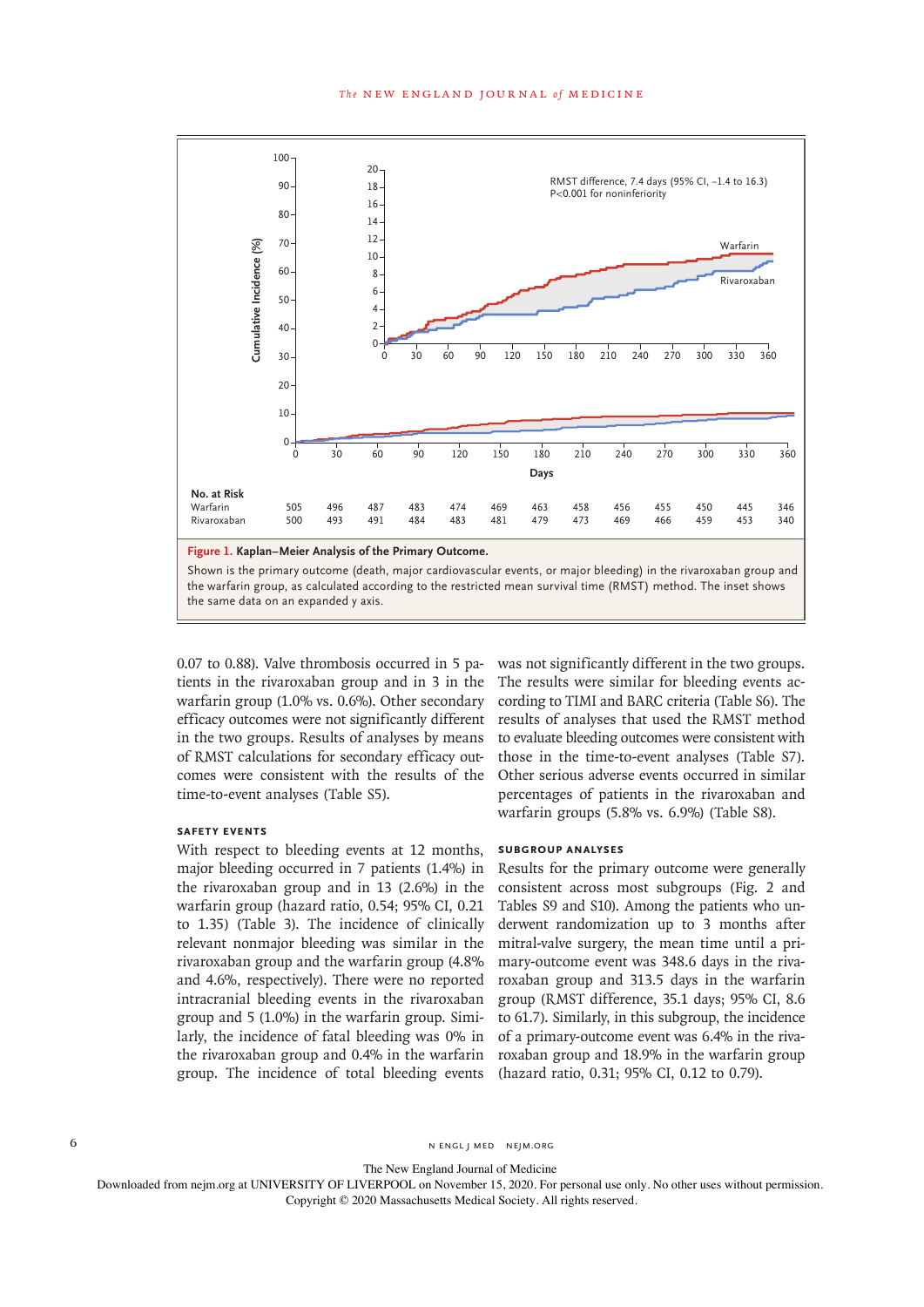**Figure 1. Kaplan–Meier Analysis of the Primary Outcome.**

Shown is the primary outcome (death, major cardiovascular events, or major bleeding) in the rivaroxaban group and the warfarin group, as calculated according to the restricted mean survival time (RMST) method. The inset shows the same data on an expanded y axis.

RMST difference, 7.4 days (95% CI, −1.4 to 16.3)
P<0.001 for noninferiority

| No. at Risk | 0 | 30 | 60 | 90 | 120 | 150 | 180 | 210 | 240 | 270 | 300 | 330 | 360 |
|---|---|---|---|---|---|---|---|---|---|---|---|---|---|
| Warfarin | 505 | 496 | 487 | 483 | 474 | 469 | 463 | 458 | 456 | 455 | 450 | 445 | 346 |
| Rivaroxaban | 500 | 493 | 491 | 484 | 483 | 481 | 479 | 473 | 469 | 466 | 459 | 453 | 340 |

0.07 to 0.88). Valve thrombosis occurred in 5 patients in the rivaroxaban group and in 3 in the warfarin group (1.0% vs. 0.6%). Other secondary efficacy outcomes were not significantly different in the two groups. Results of analyses by means of RMST calculations for secondary efficacy outcomes were consistent with the results of the time-to-event analyses (Table S5).

### SAFETY EVENTS

With respect to bleeding events at 12 months, major bleeding occurred in 7 patients (1.4%) in the rivaroxaban group and in 13 (2.6%) in the warfarin group (hazard ratio, 0.54; 95% CI, 0.21 to 1.35) (Table 3). The incidence of clinically relevant nonmajor bleeding was similar in the rivaroxaban group and the warfarin group (4.8% and 4.6%, respectively). There were no reported intracranial bleeding events in the rivaroxaban group and 5 (1.0%) in the warfarin group. Similarly, the incidence of fatal bleeding was 0% in the rivaroxaban group and 0.4% in the warfarin group. The incidence of total bleeding events was not significantly different in the two groups. The results were similar for bleeding events according to TIMI and BARC criteria (Table S6). The results of analyses that used the RMST method to evaluate bleeding outcomes were consistent with those in the time-to-event analyses (Table S7). Other serious adverse events occurred in similar percentages of patients in the rivaroxaban and warfarin groups (5.8% vs. 6.9%) (Table S8).

### SUBGROUP ANALYSES

Results for the primary outcome were generally consistent across most subgroups (Fig. 2 and Tables S9 and S10). Among the patients who underwent randomization up to 3 months after mitral-valve surgery, the mean time until a primary-outcome event was 348.6 days in the rivaroxaban group and 313.5 days in the warfarin group (RMST difference, 35.1 days; 95% CI, 8.6 to 61.7). Similarly, in this subgroup, the incidence of a primary-outcome event was 6.4% in the rivaroxaban group and 18.9% in the warfarin group (hazard ratio, 0.31; 95% CI, 0.12 to 0.79).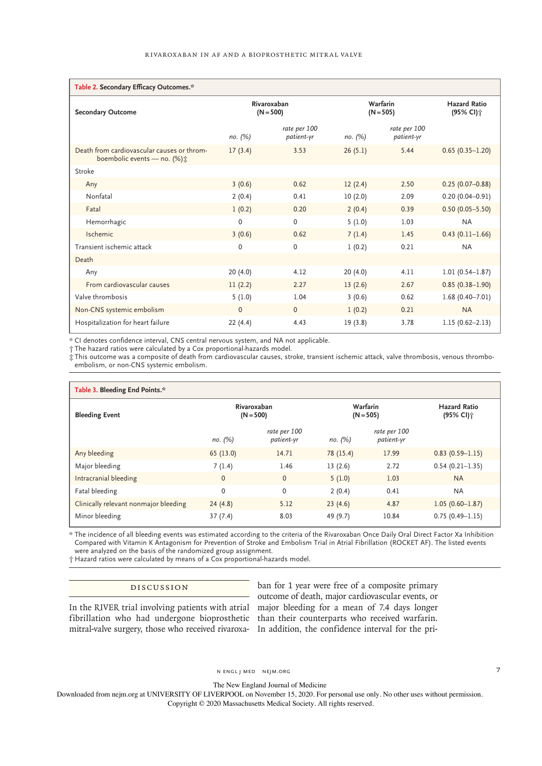**Table 2. Secondary Efficacy Outcomes.***

| Secondary Outcome | Rivaroxaban (N=500) | | Warfarin (N=505) | | Hazard Ratio (95% CI)† |
|---|---|---|---|---|---|
| | *no. (%)* | *rate per 100 patient-yr* | *no. (%)* | *rate per 100 patient-yr* | |
| Death from cardiovascular causes or thromboembolic events — no. (%)‡ | 17 (3.4) | 3.53 | 26 (5.1) | 5.44 | 0.65 (0.35–1.20) |
| Stroke | | | | | |
| Any | 3 (0.6) | 0.62 | 12 (2.4) | 2.50 | 0.25 (0.07–0.88) |
| Nonfatal | 2 (0.4) | 0.41 | 10 (2.0) | 2.09 | 0.20 (0.04–0.91) |
| Fatal | 1 (0.2) | 0.20 | 2 (0.4) | 0.39 | 0.50 (0.05–5.50) |
| Hemorrhagic | 0 | 0 | 5 (1.0) | 1.03 | NA |
| Ischemic | 3 (0.6) | 0.62 | 7 (1.4) | 1.45 | 0.43 (0.11–1.66) |
| Transient ischemic attack | 0 | 0 | 1 (0.2) | 0.21 | NA |
| Death | | | | | |
| Any | 20 (4.0) | 4.12 | 20 (4.0) | 4.11 | 1.01 (0.54–1.87) |
| From cardiovascular causes | 11 (2.2) | 2.27 | 13 (2.6) | 2.67 | 0.85 (0.38–1.90) |
| Valve thrombosis | 5 (1.0) | 1.04 | 3 (0.6) | 0.62 | 1.68 (0.40–7.01) |
| Non-CNS systemic embolism | 0 | 0 | 1 (0.2) | 0.21 | NA |
| Hospitalization for heart failure | 22 (4.4) | 4.43 | 19 (3.8) | 3.78 | 1.15 (0.62–2.13) |

\* CI denotes confidence interval, CNS central nervous system, and NA not applicable.
† The hazard ratios were calculated by a Cox proportional-hazards model.
‡ This outcome was a composite of death from cardiovascular causes, stroke, transient ischemic attack, valve thrombosis, venous thromboembolism, or non-CNS systemic embolism.

**Table 3. Bleeding End Points.***

| Bleeding Event | Rivaroxaban (N=500) | | Warfarin (N=505) | | Hazard Ratio (95% CI)† |
|---|---|---|---|---|---|
| | *no. (%)* | *rate per 100 patient-yr* | *no. (%)* | *rate per 100 patient-yr* | |
| Any bleeding | 65 (13.0) | 14.71 | 78 (15.4) | 17.99 | 0.83 (0.59–1.15) |
| Major bleeding | 7 (1.4) | 1.46 | 13 (2.6) | 2.72 | 0.54 (0.21–1.35) |
| Intracranial bleeding | 0 | 0 | 5 (1.0) | 1.03 | NA |
| Fatal bleeding | 0 | 0 | 2 (0.4) | 0.41 | NA |
| Clinically relevant nonmajor bleeding | 24 (4.8) | 5.12 | 23 (4.6) | 4.87 | 1.05 (0.60–1.87) |
| Minor bleeding | 37 (7.4) | 8.03 | 49 (9.7) | 10.84 | 0.75 (0.49–1.15) |

\* The incidence of all bleeding events was estimated according to the criteria of the Rivaroxaban Once Daily Oral Direct Factor Xa Inhibition Compared with Vitamin K Antagonism for Prevention of Stroke and Embolism Trial in Atrial Fibrillation (ROCKET AF). The listed events were analyzed on the basis of the randomized group assignment.
† Hazard ratios were calculated by means of a Cox proportional-hazards model.

## Discussion

In the RIVER trial involving patients with atrial fibrillation who had undergone bioprosthetic mitral-valve surgery, those who received rivaroxaban for 1 year were free of a composite primary outcome of death, major cardiovascular events, or major bleeding for a mean of 7.4 days longer than their counterparts who received warfarin. In addition, the confidence interval for the pri-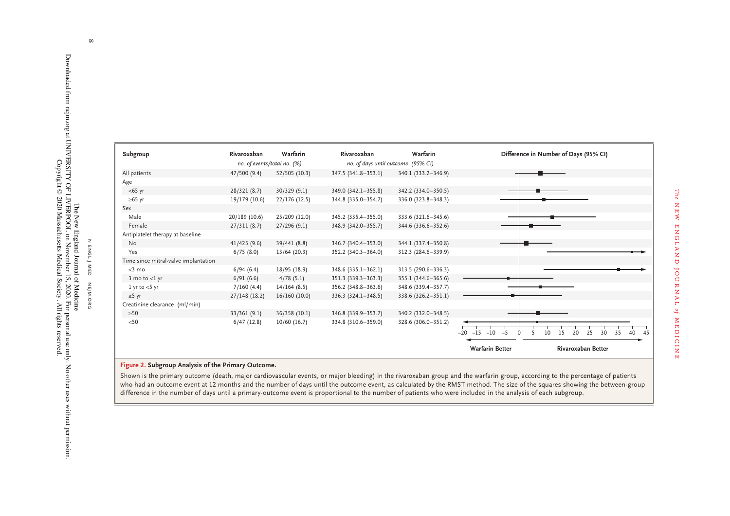| Subgroup | Rivaroxaban | Warfarin | Rivaroxaban | Warfarin | Difference in Number of Days (95% CI) |
|---|---|---|---|---|---|
| | *no. of events/total no. (%)* | | *no. of days until outcome (95% CI)* | | |
| All patients | 47/500 (9.4) | 52/505 (10.3) | 347.5 (341.8–353.1) | 340.1 (333.2–346.9) | |
| Age | | | | | |
| <65 yr | 28/321 (8.7) | 30/329 (9.1) | 349.0 (342.1–355.8) | 342.2 (334.0–350.5) | |
| ≥65 yr | 19/179 (10.6) | 22/176 (12.5) | 344.8 (335.0–354.7) | 336.0 (323.8–348.3) | |
| Sex | | | | | |
| Male | 20/189 (10.6) | 25/209 (12.0) | 345.2 (335.4–355.0) | 333.6 (321.6–345.6) | |
| Female | 27/311 (8.7) | 27/296 (9.1) | 348.9 (342.0–355.7) | 344.6 (336.6–352.6) | |
| Antiplatelet therapy at baseline | | | | | |
| No | 41/425 (9.6) | 39/441 (8.8) | 346.7 (340.4–353.0) | 344.1 (337.4–350.8) | |
| Yes | 6/75 (8.0) | 13/64 (20.3) | 352.2 (340.3–364.0) | 312.3 (284.6–339.9) | |
| Time since mitral-valve implantation | | | | | |
| <3 mo | 6/94 (6.4) | 18/95 (18.9) | 348.6 (335.1–362.1) | 313.5 (290.6–336.3) | |
| 3 mo to <1 yr | 6/91 (6.6) | 4/78 (5.1) | 351.3 (339.3–363.3) | 355.1 (344.6–365.6) | |
| 1 yr to <5 yr | 7/160 (4.4) | 14/164 (8.5) | 356.2 (348.8–363.6) | 348.6 (339.4–357.7) | |
| ≥5 yr | 27/148 (18.2) | 16/160 (10.0) | 336.3 (324.1–348.5) | 338.6 (326.2–351.1) | |
| Creatinine clearance (ml/min) | | | | | |
| ≥50 | 33/361 (9.1) | 36/358 (10.1) | 346.8 (339.9–353.7) | 340.2 (332.0–348.5) | |
| <50 | 6/47 (12.8) | 10/60 (16.7) | 334.8 (310.6–359.0) | 328.6 (306.0–351.2) | |

(Forest plot x-axis: −20 −15 −10 −5 0 5 10 15 20 25 30 35 40 45; ← Warfarin Better | Rivaroxaban Better →)

**Figure 2. Subgroup Analysis of the Primary Outcome.**

Shown is the primary outcome (death, major cardiovascular events, or major bleeding) in the rivaroxaban group and the warfarin group, according to the percentage of patients who had an outcome event at 12 months and the number of days until the outcome event, as calculated by the RMST method. The size of the squares showing the between-group difference in the number of days until a primary-outcome event is proportional to the number of patients who were included in the analysis of each subgroup.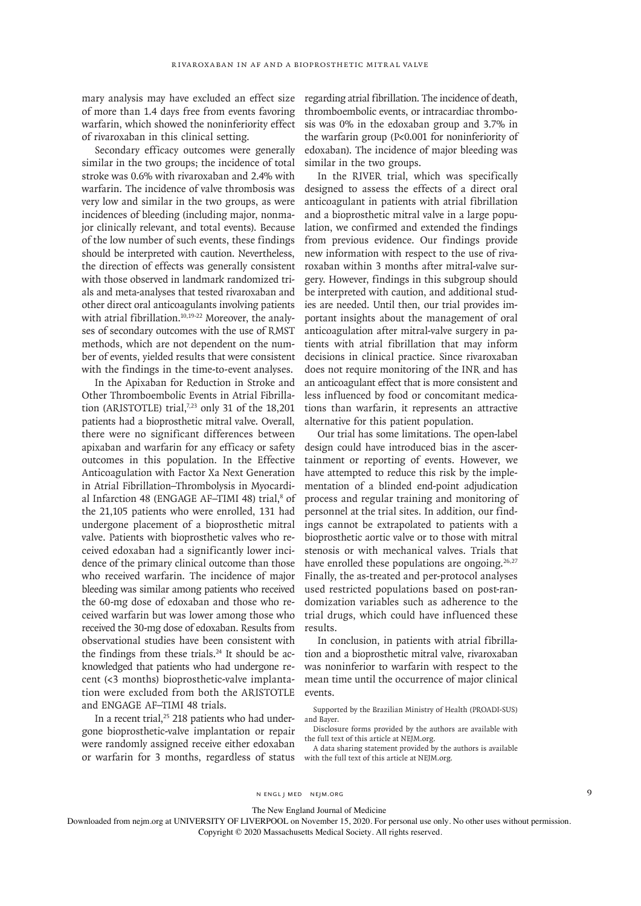mary analysis may have excluded an effect size of more than 1.4 days free from events favoring warfarin, which showed the noninferiority effect of rivaroxaban in this clinical setting.

Secondary efficacy outcomes were generally similar in the two groups; the incidence of total stroke was 0.6% with rivaroxaban and 2.4% with warfarin. The incidence of valve thrombosis was very low and similar in the two groups, as were incidences of bleeding (including major, nonmajor clinically relevant, and total events). Because of the low number of such events, these findings should be interpreted with caution. Nevertheless, the direction of effects was generally consistent with those observed in landmark randomized trials and meta-analyses that tested rivaroxaban and other direct oral anticoagulants involving patients with atrial fibrillation.[10,19-22] Moreover, the analyses of secondary outcomes with the use of RMST methods, which are not dependent on the number of events, yielded results that were consistent with the findings in the time-to-event analyses.

In the Apixaban for Reduction in Stroke and Other Thromboembolic Events in Atrial Fibrillation (ARISTOTLE) trial,[7,23] only 31 of the 18,201 patients had a bioprosthetic mitral valve. Overall, there were no significant differences between apixaban and warfarin for any efficacy or safety outcomes in this population. In the Effective Anticoagulation with Factor Xa Next Generation in Atrial Fibrillation–Thrombolysis in Myocardial Infarction 48 (ENGAGE AF–TIMI 48) trial,[8] of the 21,105 patients who were enrolled, 131 had undergone placement of a bioprosthetic mitral valve. Patients with bioprosthetic valves who received edoxaban had a significantly lower incidence of the primary clinical outcome than those who received warfarin. The incidence of major bleeding was similar among patients who received the 60-mg dose of edoxaban and those who received warfarin but was lower among those who received the 30-mg dose of edoxaban. Results from observational studies have been consistent with the findings from these trials.[24] It should be acknowledged that patients who had undergone recent (<3 months) bioprosthetic-valve implantation were excluded from both the ARISTOTLE and ENGAGE AF–TIMI 48 trials.

In a recent trial,[25] 218 patients who had undergone bioprosthetic-valve implantation or repair were randomly assigned receive either edoxaban or warfarin for 3 months, regardless of status regarding atrial fibrillation. The incidence of death, thromboembolic events, or intracardiac thrombosis was 0% in the edoxaban group and 3.7% in the warfarin group (P<0.001 for noninferiority of edoxaban). The incidence of major bleeding was similar in the two groups.

In the RIVER trial, which was specifically designed to assess the effects of a direct oral anticoagulant in patients with atrial fibrillation and a bioprosthetic mitral valve in a large population, we confirmed and extended the findings from previous evidence. Our findings provide new information with respect to the use of rivaroxaban within 3 months after mitral-valve surgery. However, findings in this subgroup should be interpreted with caution, and additional studies are needed. Until then, our trial provides important insights about the management of oral anticoagulation after mitral-valve surgery in patients with atrial fibrillation that may inform decisions in clinical practice. Since rivaroxaban does not require monitoring of the INR and has an anticoagulant effect that is more consistent and less influenced by food or concomitant medications than warfarin, it represents an attractive alternative for this patient population.

Our trial has some limitations. The open-label design could have introduced bias in the ascertainment or reporting of events. However, we have attempted to reduce this risk by the implementation of a blinded end-point adjudication process and regular training and monitoring of personnel at the trial sites. In addition, our findings cannot be extrapolated to patients with a bioprosthetic aortic valve or to those with mitral stenosis or with mechanical valves. Trials that have enrolled these populations are ongoing.[26,27] Finally, the as-treated and per-protocol analyses used restricted populations based on post-randomization variables such as adherence to the trial drugs, which could have influenced these results.

In conclusion, in patients with atrial fibrillation and a bioprosthetic mitral valve, rivaroxaban was noninferior to warfarin with respect to the mean time until the occurrence of major clinical events.

Supported by the Brazilian Ministry of Health (PROADI-SUS) and Bayer.

Disclosure forms provided by the authors are available with the full text of this article at NEJM.org.

A data sharing statement provided by the authors is available with the full text of this article at NEJM.org.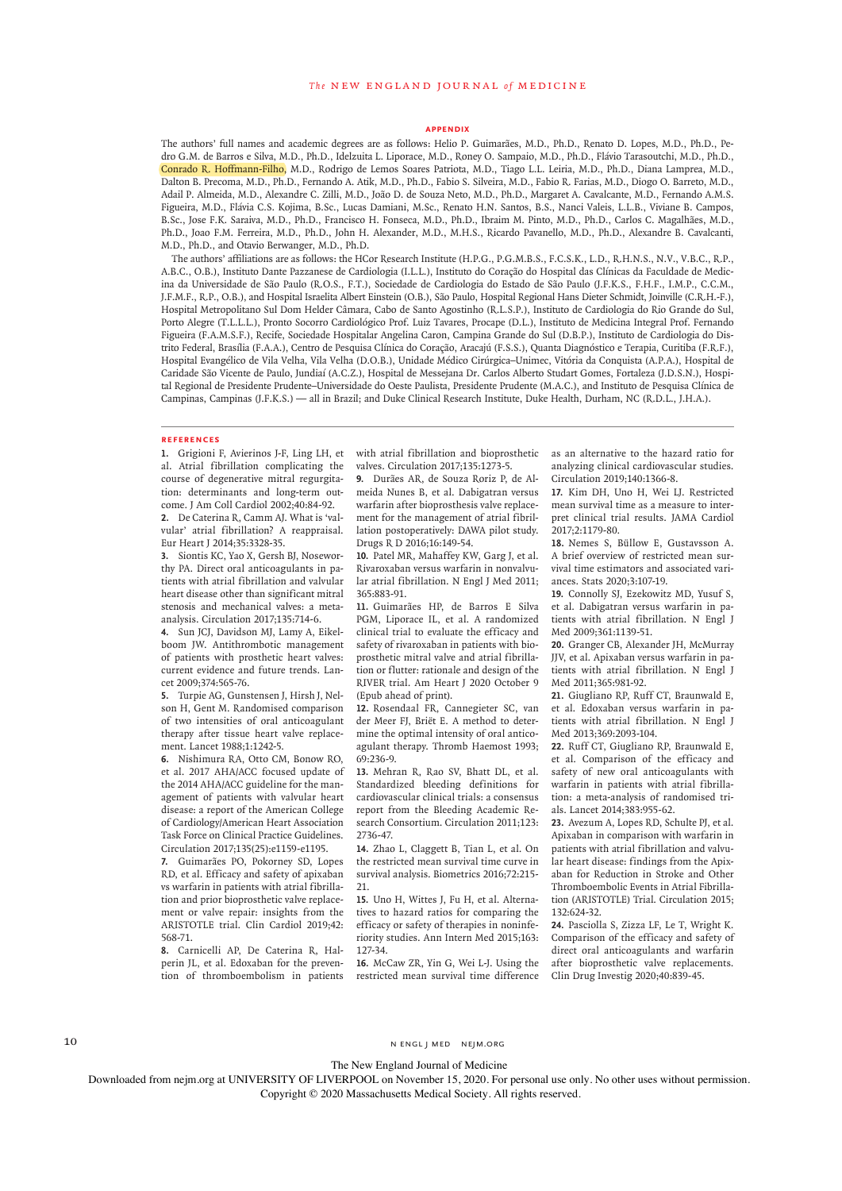## APPENDIX

The authors' full names and academic degrees are as follows: Helio P. Guimarães, M.D., Ph.D., Renato D. Lopes, M.D., Ph.D., Pedro G.M. de Barros e Silva, M.D., Ph.D., Idelzuita L. Liporace, M.D., Roney O. Sampaio, M.D., Ph.D., Flávio Tarasoutchi, M.D., Ph.D., Conrado R. Hoffmann-Filho, M.D., Rodrigo de Lemos Soares Patriota, M.D., Tiago L.L. Leiria, M.D., Ph.D., Diana Lamprea, M.D., Dalton B. Precoma, M.D., Ph.D., Fernando A. Atik, M.D., Ph.D., Fabio S. Silveira, M.D., Fabio R. Farias, M.D., Diogo O. Barreto, M.D., Adail P. Almeida, M.D., Alexandre C. Zilli, M.D., João D. de Souza Neto, M.D., Ph.D., Margaret A. Cavalcante, M.D., Fernando A.M.S. Figueira, M.D., Flávia C.S. Kojima, B.Sc., Lucas Damiani, M.Sc., Renato H.N. Santos, B.S., Nanci Valeis, L.L.B., Viviane B. Campos, B.Sc., Jose F.K. Saraiva, M.D., Ph.D., Francisco H. Fonseca, M.D., Ph.D., Ibraim M. Pinto, M.D., Ph.D., Carlos C. Magalhães, M.D., Ph.D., Joao F.M. Ferreira, M.D., Ph.D., John H. Alexander, M.D., M.H.S., Ricardo Pavanello, M.D., Ph.D., Alexandre B. Cavalcanti, M.D., Ph.D., and Otavio Berwanger, M.D., Ph.D.

The authors' affiliations are as follows: the HCor Research Institute (H.P.G., P.G.M.B.S., F.C.S.K., L.D., R.H.N.S., N.V., V.B.C., R.P., A.B.C., O.B.), Instituto Dante Pazzanese de Cardiologia (I.L.L.), Instituto do Coração do Hospital das Clínicas da Faculdade de Medicina da Universidade de São Paulo (R.O.S., F.T.), Sociedade de Cardiologia do Estado de São Paulo (J.F.K.S., F.H.F., I.M.P., C.C.M., J.F.M.F., R.P., O.B.), and Hospital Israelita Albert Einstein (O.B.), São Paulo, Hospital Regional Hans Dieter Schmidt, Joinville (C.R.H.-F.), Hospital Metropolitano Sul Dom Helder Câmara, Cabo de Santo Agostinho (R.L.S.P.), Instituto de Cardiologia do Rio Grande do Sul, Porto Alegre (T.L.L.L.), Pronto Socorro Cardiológico Prof. Luiz Tavares, Procape (D.L.), Instituto de Medicina Integral Prof. Fernando Figueira (F.A.M.S.F.), Recife, Sociedade Hospitalar Angelina Caron, Campina Grande do Sul (D.B.P.), Instituto de Cardiologia do Distrito Federal, Brasília (F.A.A.), Centro de Pesquisa Clínica do Coração, Aracajú (F.S.S.), Quanta Diagnóstico e Terapia, Curitiba (F.R.F.), Hospital Evangélico de Vila Velha, Vila Velha (D.O.B.), Unidade Médico Cirúrgica–Unimec, Vitória da Conquista (A.P.A.), Hospital de Caridade São Vicente de Paulo, Jundiaí (A.C.Z.), Hospital de Messejana Dr. Carlos Alberto Studart Gomes, Fortaleza (J.D.S.N.), Hospital Regional de Presidente Prudente–Universidade do Oeste Paulista, Presidente Prudente (M.A.C.), and Instituto de Pesquisa Clínica de Campinas, Campinas (J.F.K.S.) — all in Brazil; and Duke Clinical Research Institute, Duke Health, Durham, NC (R.D.L., J.H.A.).

## REFERENCES

1. Grigioni F, Avierinos J-F, Ling LH, et al. Atrial fibrillation complicating the course of degenerative mitral regurgitation: determinants and long-term outcome. J Am Coll Cardiol 2002;40:84-92.
2. De Caterina R, Camm AJ. What is 'valvular' atrial fibrillation? A reappraisal. Eur Heart J 2014;35:3328-35.
3. Siontis KC, Yao X, Gersh BJ, Noseworthy PA. Direct oral anticoagulants in patients with atrial fibrillation and valvular heart disease other than significant mitral stenosis and mechanical valves: a meta-analysis. Circulation 2017;135:714-6.
4. Sun JCJ, Davidson MJ, Lamy A, Eikelboom JW. Antithrombotic management of patients with prosthetic heart valves: current evidence and future trends. Lancet 2009;374:565-76.
5. Turpie AG, Gunstensen J, Hirsh J, Nelson H, Gent M. Randomised comparison of two intensities of oral anticoagulant therapy after tissue heart valve replacement. Lancet 1988;1:1242-5.
6. Nishimura RA, Otto CM, Bonow RO, et al. 2017 AHA/ACC focused update of the 2014 AHA/ACC guideline for the management of patients with valvular heart disease: a report of the American College of Cardiology/American Heart Association Task Force on Clinical Practice Guidelines. Circulation 2017;135(25):e1159-e1195.
7. Guimarães PO, Pokorney SD, Lopes RD, et al. Efficacy and safety of apixaban vs warfarin in patients with atrial fibrillation and prior bioprosthetic valve replacement or valve repair: insights from the ARISTOTLE trial. Clin Cardiol 2019;42:568-71.
8. Carnicelli AP, De Caterina R, Halperin JL, et al. Edoxaban for the prevention of thromboembolism in patients with atrial fibrillation and bioprosthetic valves. Circulation 2017;135:1273-5.
9. Durães AR, de Souza Roriz P, de Almeida Nunes B, et al. Dabigatran versus warfarin after bioprosthesis valve replacement for the management of atrial fibrillation postoperatively: DAWA pilot study. Drugs R D 2016;16:149-54.
10. Patel MR, Mahaffey KW, Garg J, et al. Rivaroxaban versus warfarin in nonvalvular atrial fibrillation. N Engl J Med 2011;365:883-91.
11. Guimarães HP, de Barros E Silva PGM, Liporace IL, et al. A randomized clinical trial to evaluate the efficacy and safety of rivaroxaban in patients with bioprosthetic mitral valve and atrial fibrillation or flutter: rationale and design of the RIVER trial. Am Heart J 2020 October 9 (Epub ahead of print).
12. Rosendaal FR, Cannegieter SC, van der Meer FJ, Briët E. A method to determine the optimal intensity of oral anticoagulant therapy. Thromb Haemost 1993;69:236-9.
13. Mehran R, Rao SV, Bhatt DL, et al. Standardized bleeding definitions for cardiovascular clinical trials: a consensus report from the Bleeding Academic Research Consortium. Circulation 2011;123:2736-47.
14. Zhao L, Claggett B, Tian L, et al. On the restricted mean survival time curve in survival analysis. Biometrics 2016;72:215-21.
15. Uno H, Wittes J, Fu H, et al. Alternatives to hazard ratios for comparing the efficacy or safety of therapies in noninferiority studies. Ann Intern Med 2015;163:127-34.
16. McCaw ZR, Yin G, Wei L-J. Using the restricted mean survival time difference as an alternative to the hazard ratio for analyzing clinical cardiovascular studies. Circulation 2019;140:1366-8.
17. Kim DH, Uno H, Wei LJ. Restricted mean survival time as a measure to interpret clinical trial results. JAMA Cardiol 2017;2:1179-80.
18. Nemes S, Bülow E, Gustavsson A. A brief overview of restricted mean survival time estimators and associated variances. Stats 2020;3:107-19.
19. Connolly SJ, Ezekowitz MD, Yusuf S, et al. Dabigatran versus warfarin in patients with atrial fibrillation. N Engl J Med 2009;361:1139-51.
20. Granger CB, Alexander JH, McMurray JJV, et al. Apixaban versus warfarin in patients with atrial fibrillation. N Engl J Med 2011;365:981-92.
21. Giugliano RP, Ruff CT, Braunwald E, et al. Edoxaban versus warfarin in patients with atrial fibrillation. N Engl J Med 2013;369:2093-104.
22. Ruff CT, Giugliano RP, Braunwald E, et al. Comparison of the efficacy and safety of new oral anticoagulants with warfarin in patients with atrial fibrillation: a meta-analysis of randomised trials. Lancet 2014;383:955-62.
23. Avezum A, Lopes RD, Schulte PJ, et al. Apixaban in comparison with warfarin in patients with atrial fibrillation and valvular heart disease: findings from the Apixaban for Reduction in Stroke and Other Thromboembolic Events in Atrial Fibrillation (ARISTOTLE) Trial. Circulation 2015;132:624-32.
24. Pasciolla S, Zizza LF, Le T, Wright K. Comparison of the efficacy and safety of direct oral anticoagulants and warfarin after bioprosthetic valve replacements. Clin Drug Investig 2020;40:839-45.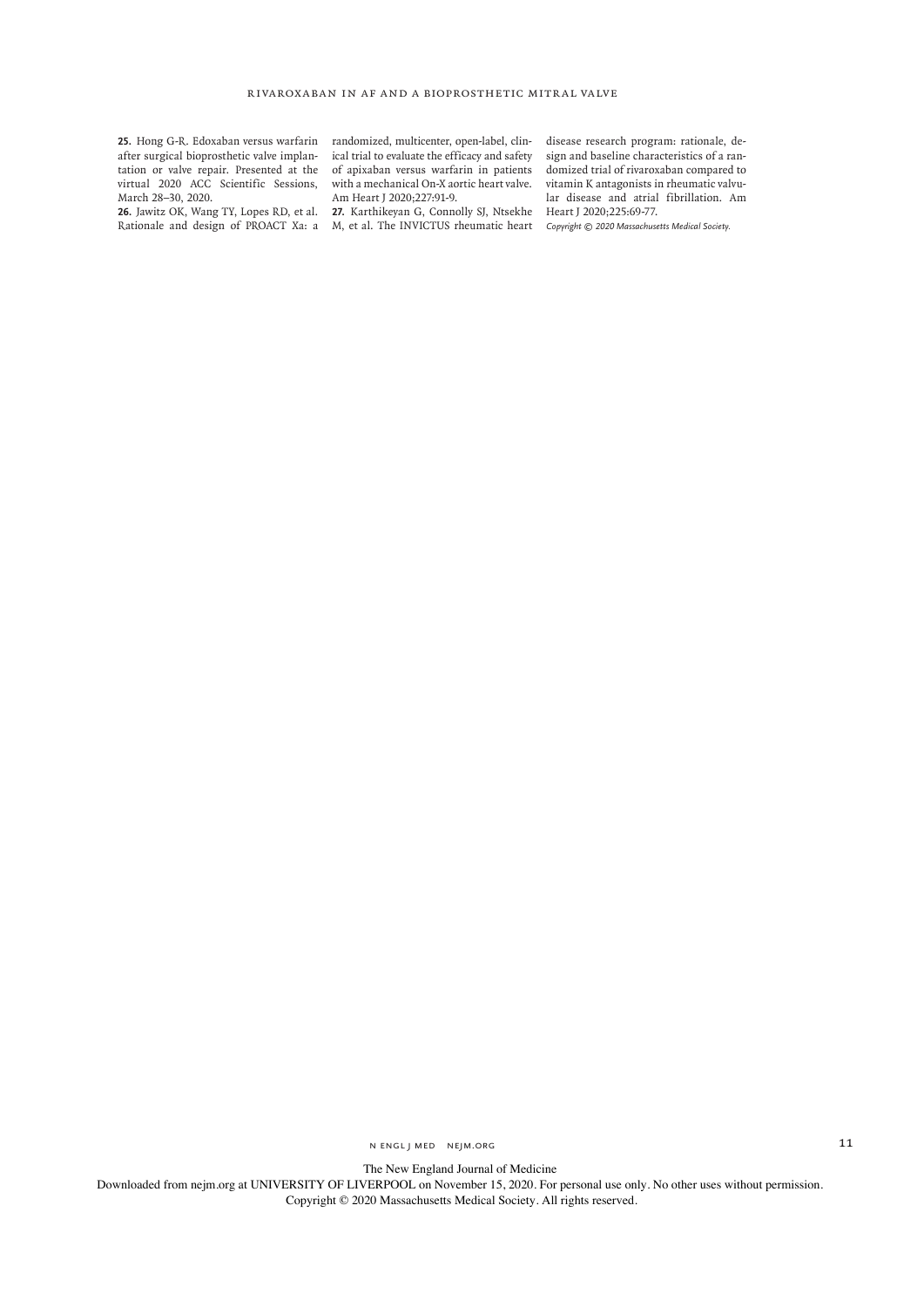**25.** Hong G-R. Edoxaban versus warfarin after surgical bioprosthetic valve implantation or valve repair. Presented at the virtual 2020 ACC Scientific Sessions, March 28–30, 2020.

**26.** Jawitz OK, Wang TY, Lopes RD, et al. Rationale and design of PROACT Xa: a randomized, multicenter, open-label, clinical trial to evaluate the efficacy and safety of apixaban versus warfarin in patients with a mechanical On-X aortic heart valve. Am Heart J 2020;227:91-9.

**27.** Karthikeyan G, Connolly SJ, Ntsekhe M, et al. The INVICTUS rheumatic heart disease research program: rationale, design and baseline characteristics of a randomized trial of rivaroxaban compared to vitamin K antagonists in rheumatic valvular disease and atrial fibrillation. Am Heart J 2020;225:69-77.

*Copyright © 2020 Massachusetts Medical Society.*